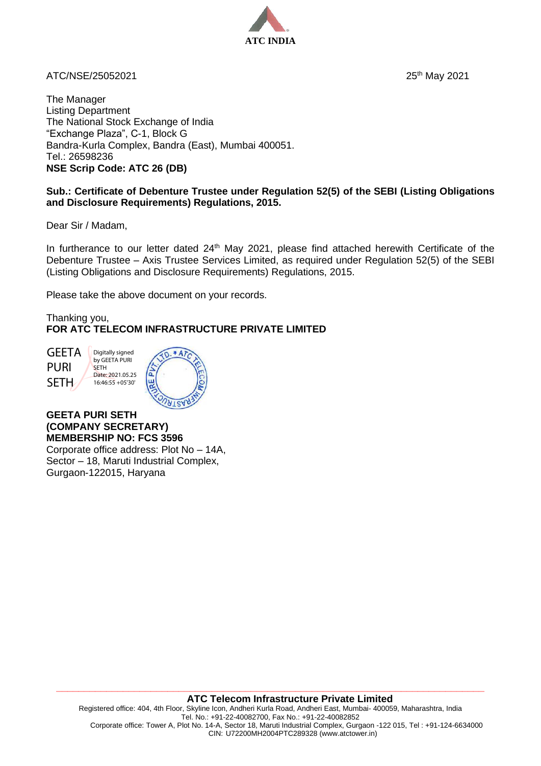ATC INDIA

ATC/NSE/25052021

25th May 2021

The Manager
Listing Department
The National Stock Exchange of India
"Exchange Plaza", C-1, Block G
Bandra-Kurla Complex, Bandra (East), Mumbai 400051.
Tel.: 26598236
**NSE Scrip Code: ATC 26 (DB)**

**Sub.: Certificate of Debenture Trustee under Regulation 52(5) of the SEBI (Listing Obligations and Disclosure Requirements) Regulations, 2015.**

Dear Sir / Madam,

In furtherance to our letter dated 24th May 2021, please find attached herewith Certificate of the Debenture Trustee – Axis Trustee Services Limited, as required under Regulation 52(5) of the SEBI (Listing Obligations and Disclosure Requirements) Regulations, 2015.

Please take the above document on your records.

Thanking you,
**FOR ATC TELECOM INFRASTRUCTURE PRIVATE LIMITED**

GEETA PURI SETH
Digitally signed by GEETA PURI SETH
Date: 2021.05.25 16:46:55 +05'30'

**GEETA PURI SETH**
**(COMPANY SECRETARY)**
**MEMBERSHIP NO: FCS 3596**
Corporate office address: Plot No – 14A,
Sector – 18, Maruti Industrial Complex,
Gurgaon-122015, Haryana

**ATC Telecom Infrastructure Private Limited**
Registered office: 404, 4th Floor, Skyline Icon, Andheri Kurla Road, Andheri East, Mumbai- 400059, Maharashtra, India
Tel. No.: +91-22-40082700, Fax No.: +91-22-40082852
Corporate office: Tower A, Plot No. 14-A, Sector 18, Maruti Industrial Complex, Gurgaon -122 015, Tel : +91-124-6634000
CIN: U72200MH2004PTC289328 (www.atctower.in)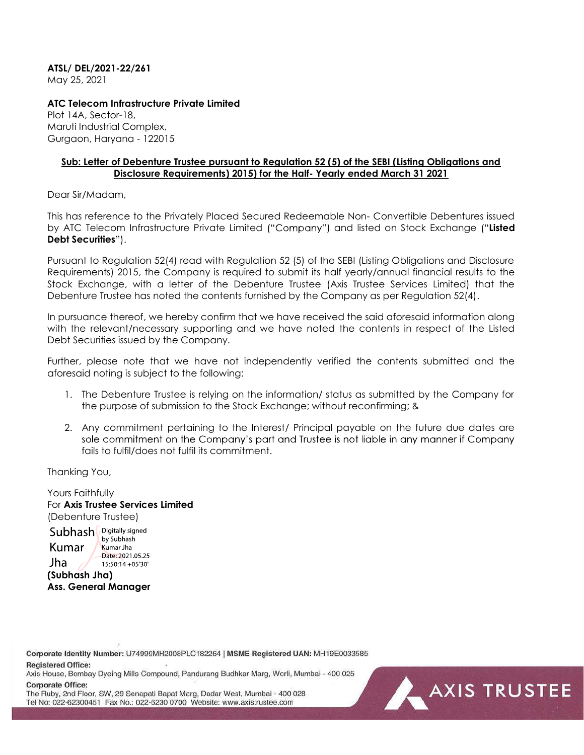**ATSL/ DEL/2021-22/261**
May 25, 2021

**ATC Telecom Infrastructure Private Limited**
Plot 14A, Sector-18,
Maruti Industrial Complex,
Gurgaon, Haryana - 122015

**Sub: Letter of Debenture Trustee pursuant to Regulation 52 (5) of the SEBI (Listing Obligations and Disclosure Requirements) 2015) for the Half- Yearly ended March 31 2021**

Dear Sir/Madam,

This has reference to the Privately Placed Secured Redeemable Non- Convertible Debentures issued by ATC Telecom Infrastructure Private Limited ("Company") and listed on Stock Exchange ("**Listed Debt Securities**").

Pursuant to Regulation 52(4) read with Regulation 52 (5) of the SEBI (Listing Obligations and Disclosure Requirements) 2015, the Company is required to submit its half yearly/annual financial results to the Stock Exchange, with a letter of the Debenture Trustee (Axis Trustee Services Limited) that the Debenture Trustee has noted the contents furnished by the Company as per Regulation 52(4).

In pursuance thereof, we hereby confirm that we have received the said aforesaid information along with the relevant/necessary supporting and we have noted the contents in respect of the Listed Debt Securities issued by the Company.

Further, please note that we have not independently verified the contents submitted and the aforesaid noting is subject to the following:

1. The Debenture Trustee is relying on the information/ status as submitted by the Company for the purpose of submission to the Stock Exchange; without reconfirming; &
2. Any commitment pertaining to the Interest/ Principal payable on the future due dates are sole commitment on the Company's part and Trustee is not liable in any manner if Company fails to fulfil/does not fulfil its commitment.

Thanking You,

Yours Faithfully
For **Axis Trustee Services Limited**
(Debenture Trustee)

Subhash Kumar Jha
Digitally signed by Subhash Kumar Jha
Date: 2021.05.25 15:50:14 +05'30'

**(Subhash Jha)**
**Ass. General Manager**

Corporate Identity Number: U74999MH2008PLC182264 | MSME Registered UAN: MH19E0033585
Registered Office:
Axis House, Bombay Dyeing Mills Compound, Pandurang Budhkar Marg, Worli, Mumbai - 400 025
Corporate Office:
The Ruby, 2nd Floor, SW, 29 Senapati Bapat Marg, Dadar West, Mumbai - 400 028
Tel No: 022-62300451 Fax No.: 022-6230 0700 Website: www.axistrustee.com